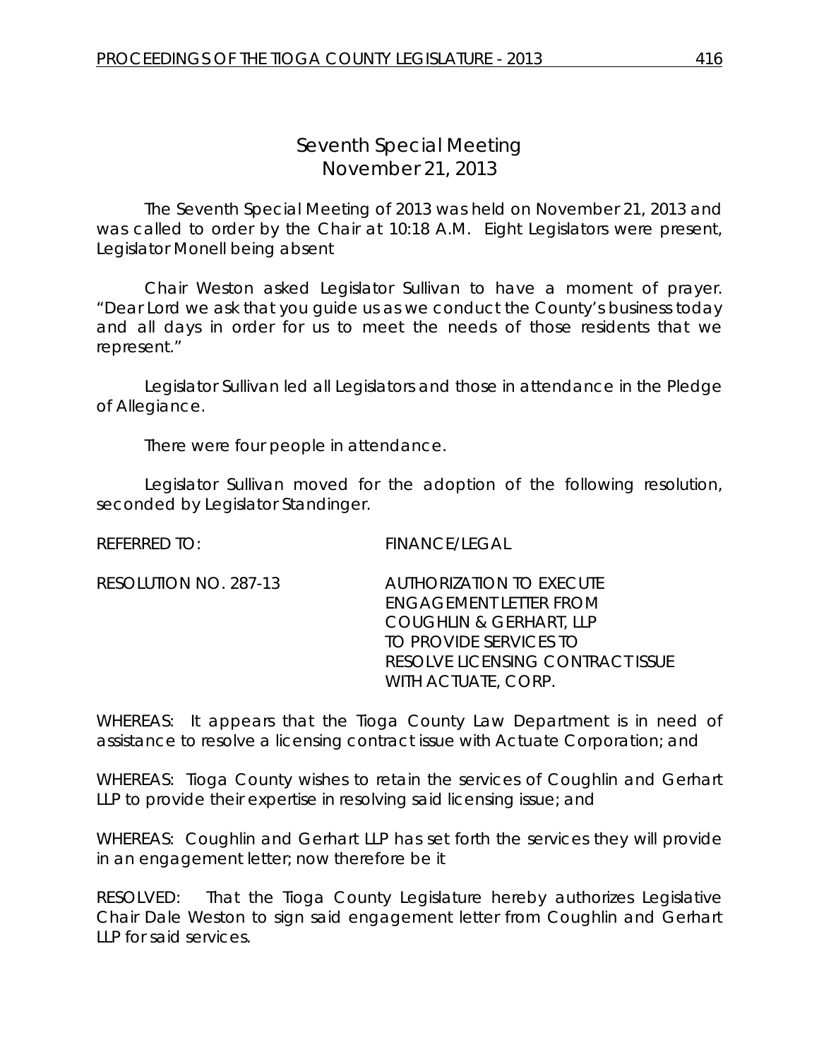# Seventh Special Meeting
## November 21, 2013

The Seventh Special Meeting of 2013 was held on November 21, 2013 and was called to order by the Chair at 10:18 A.M. Eight Legislators were present, Legislator Monell being absent

Chair Weston asked Legislator Sullivan to have a moment of prayer. "Dear Lord we ask that you guide us as we conduct the County's business today and all days in order for us to meet the needs of those residents that we represent."

Legislator Sullivan led all Legislators and those in attendance in the Pledge of Allegiance.

There were four people in attendance.

Legislator Sullivan moved for the adoption of the following resolution, seconded by Legislator Standinger.

REFERRED TO: FINANCE/LEGAL

RESOLUTION NO. 287-13 AUTHORIZATION TO EXECUTE ENGAGEMENT LETTER FROM COUGHLIN & GERHART, LLP TO PROVIDE SERVICES TO RESOLVE LICENSING CONTRACT ISSUE WITH ACTUATE, CORP.

WHEREAS: It appears that the Tioga County Law Department is in need of assistance to resolve a licensing contract issue with Actuate Corporation; and

WHEREAS: Tioga County wishes to retain the services of Coughlin and Gerhart LLP to provide their expertise in resolving said licensing issue; and

WHEREAS: Coughlin and Gerhart LLP has set forth the services they will provide in an engagement letter; now therefore be it

RESOLVED: That the Tioga County Legislature hereby authorizes Legislative Chair Dale Weston to sign said engagement letter from Coughlin and Gerhart LLP for said services.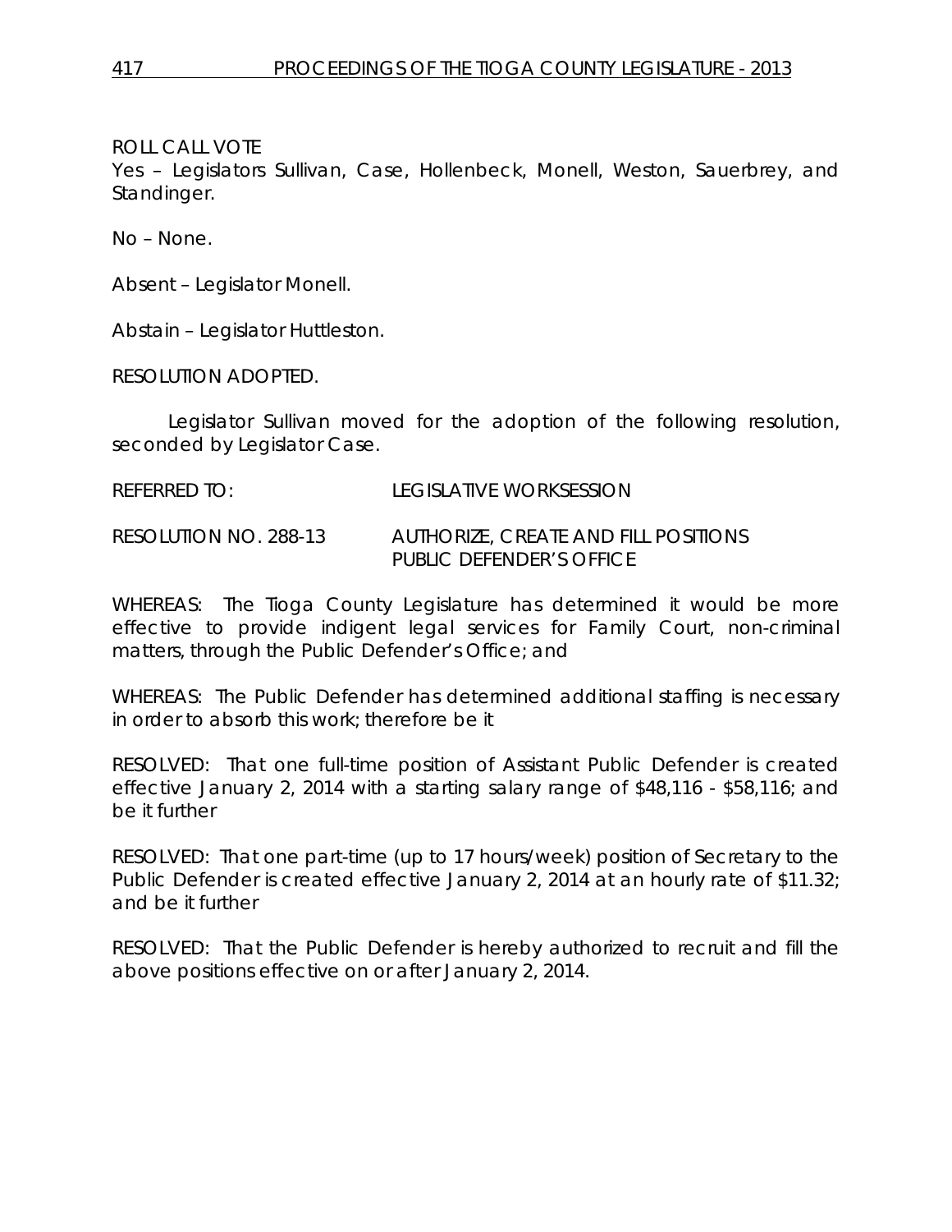ROLL CALL VOTE
Yes – Legislators Sullivan, Case, Hollenbeck, Monell, Weston, Sauerbrey, and Standinger.

No – None.

Absent – Legislator Monell.

Abstain – Legislator Huttleston.

RESOLUTION ADOPTED.

Legislator Sullivan moved for the adoption of the following resolution, seconded by Legislator Case.

REFERRED TO: LEGISLATIVE WORKSESSION

RESOLUTION NO. 288-13 AUTHORIZE, CREATE AND FILL POSITIONS PUBLIC DEFENDER'S OFFICE

WHEREAS: The Tioga County Legislature has determined it would be more effective to provide indigent legal services for Family Court, non-criminal matters, through the Public Defender's Office; and

WHEREAS: The Public Defender has determined additional staffing is necessary in order to absorb this work; therefore be it

RESOLVED: That one full-time position of Assistant Public Defender is created effective January 2, 2014 with a starting salary range of $48,116 - $58,116; and be it further

RESOLVED: That one part-time (up to 17 hours/week) position of Secretary to the Public Defender is created effective January 2, 2014 at an hourly rate of $11.32; and be it further

RESOLVED: That the Public Defender is hereby authorized to recruit and fill the above positions effective on or after January 2, 2014.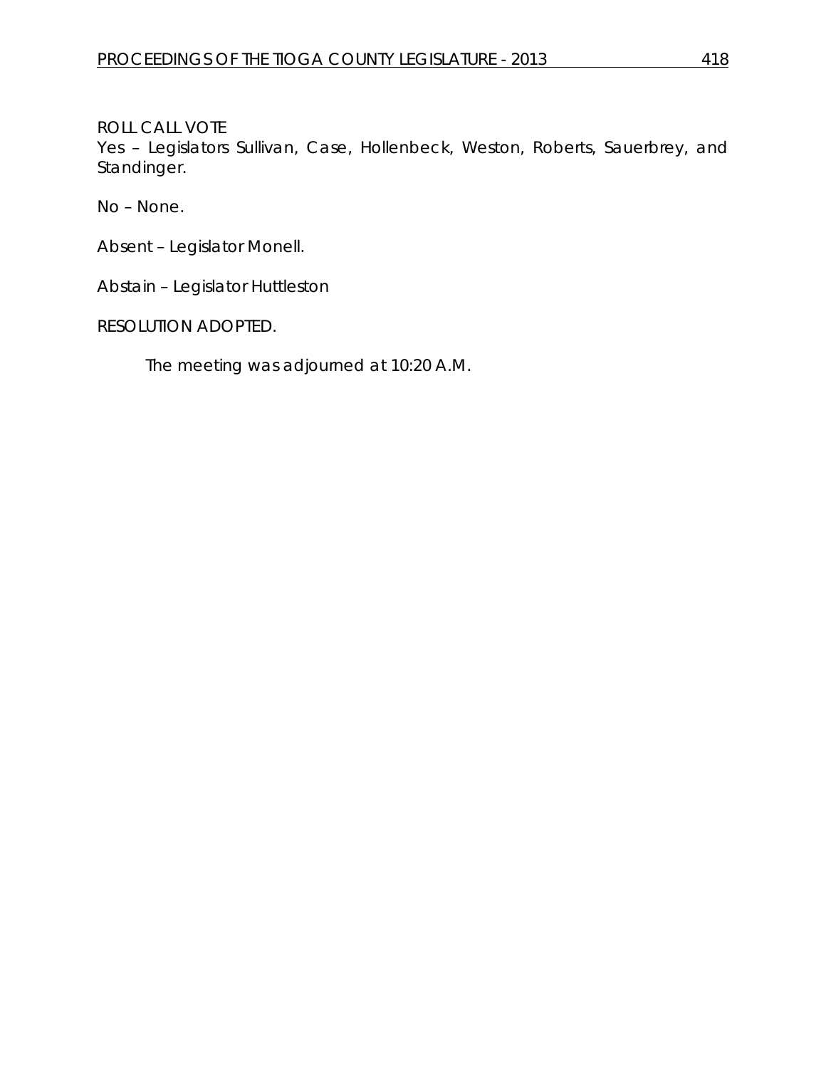ROLL CALL VOTE
Yes – Legislators Sullivan, Case, Hollenbeck, Weston, Roberts, Sauerbrey, and Standinger.

No – None.

Absent – Legislator Monell.

Abstain – Legislator Huttleston

RESOLUTION ADOPTED.

The meeting was adjourned at 10:20 A.M.